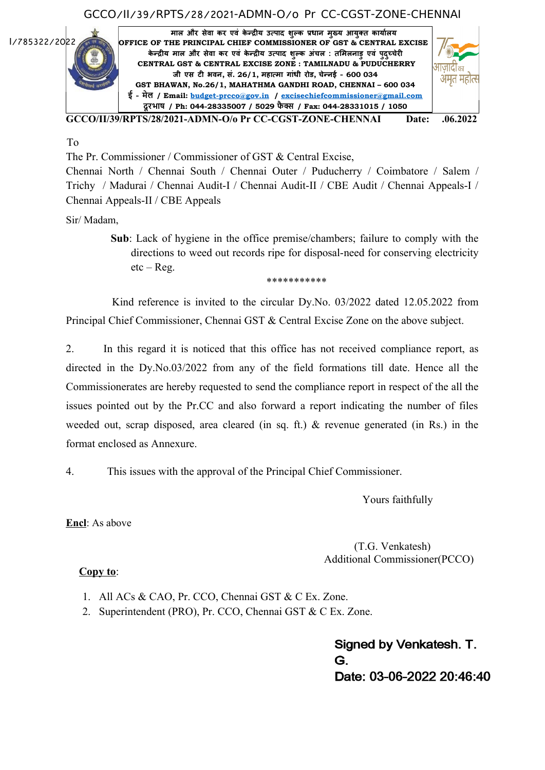GCCO/II/39/RPTS/28/2021-ADMN-O/o Pr CC-CGST-ZONE-CHENNAI

I/785322/2022

माल और सेवा कर एवं केन्द्रीय उत्पाद शुल्क प्रधान मुख्य आयुक्त कार्यालय
**OFFICE OF THE PRINCIPAL CHIEF COMMISSIONER OF GST & CENTRAL EXCISE**
केन्द्रीय माल और सेवा कर एवं केन्द्रीय उत्पाद शुल्क अंचल : तमिलनाडु एवं पुदुच्चेरी
**CENTRAL GST & CENTRAL EXCISE ZONE : TAMILNADU & PUDUCHERRY**
जी एस टी भवन, सं. 26/1, महात्मा गांधी रोड, चेन्नई - 600 034
**GST BHAWAN, No.26/1, MAHATHMA GANDHI ROAD, CHENNAI – 600 034**
ई - मेल / Email: budget-prcco@gov.in / excisechiefcommissioner@gmail.com
दूरभाष / Ph: 044-28335007 / 5029 फैक्स / Fax: 044-28331015 / 1050

**GCCO/II/39/RPTS/28/2021-ADMN-O/o Pr CC-CGST-ZONE-CHENNAI** **Date: .06.2022**

To

The Pr. Commissioner / Commissioner of GST & Central Excise,
Chennai North / Chennai South / Chennai Outer / Puducherry / Coimbatore / Salem / Trichy / Madurai / Chennai Audit-I / Chennai Audit-II / CBE Audit / Chennai Appeals-I / Chennai Appeals-II / CBE Appeals

Sir/ Madam,

**Sub**: Lack of hygiene in the office premise/chambers; failure to comply with the directions to weed out records ripe for disposal-need for conserving electricity etc – Reg.

\*\*\*\*\*\*\*\*\*\*\*

Kind reference is invited to the circular Dy.No. 03/2022 dated 12.05.2022 from Principal Chief Commissioner, Chennai GST & Central Excise Zone on the above subject.

2. In this regard it is noticed that this office has not received compliance report, as directed in the Dy.No.03/2022 from any of the field formations till date. Hence all the Commissionerates are hereby requested to send the compliance report in respect of the all the issues pointed out by the Pr.CC and also forward a report indicating the number of files weeded out, scrap disposed, area cleared (in sq. ft.) & revenue generated (in Rs.) in the format enclosed as Annexure.

4. This issues with the approval of the Principal Chief Commissioner.

Yours faithfully

**Encl**: As above

(T.G. Venkatesh)
Additional Commissioner(PCCO)

**Copy to**:

1. All ACs & CAO, Pr. CCO, Chennai GST & C Ex. Zone.
2. Superintendent (PRO), Pr. CCO, Chennai GST & C Ex. Zone.

**Signed by Venkatesh. T. G.**
**Date: 03-06-2022 20:46:40**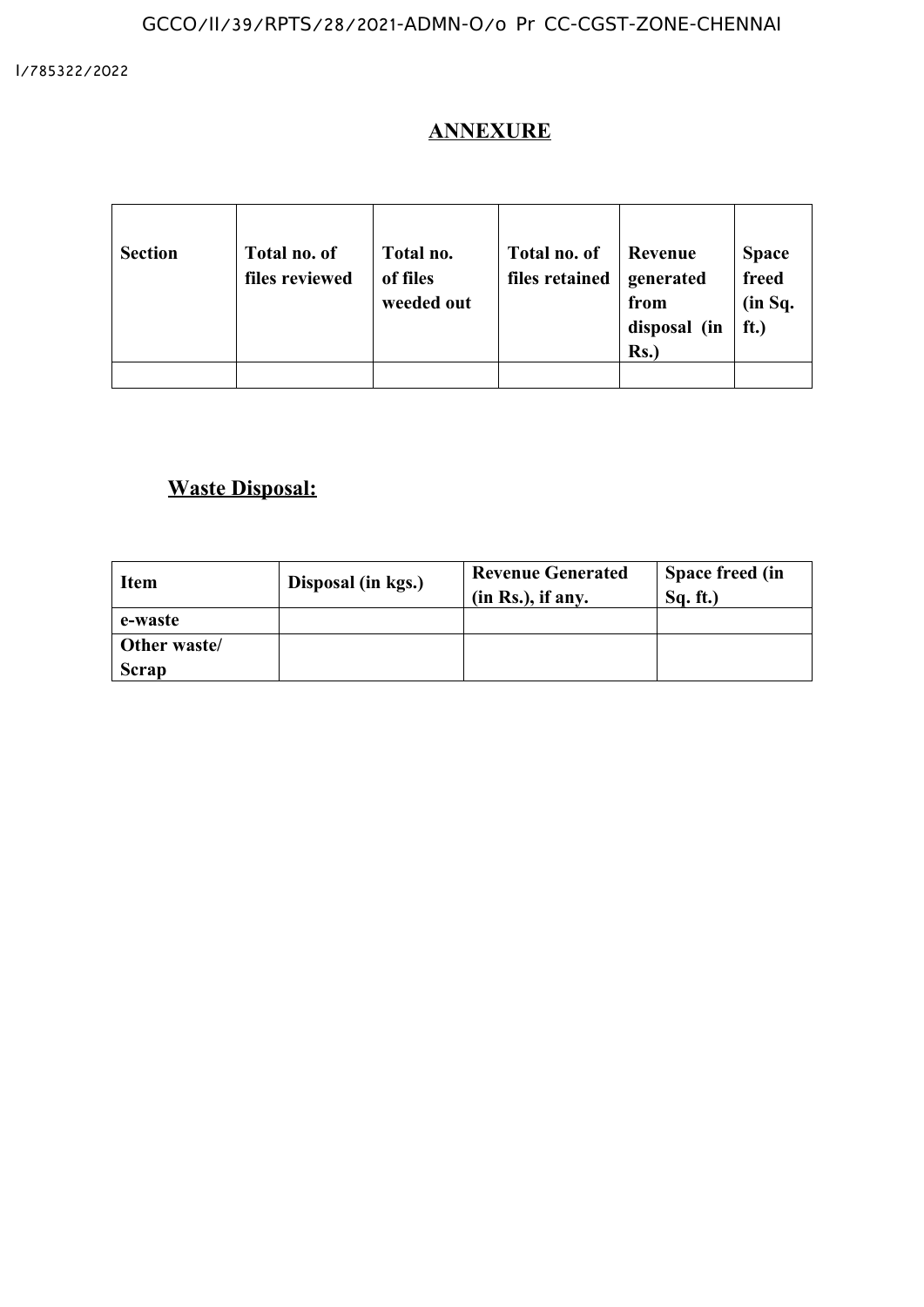## ANNEXURE

| Section | Total no. of files reviewed | Total no. of files weeded out | Total no. of files retained | Revenue generated from disposal (in Rs.) | Space freed (in Sq. ft.) |
|---|---|---|---|---|---|
| | | | | | |

### Waste Disposal:

| Item | Disposal (in kgs.) | Revenue Generated (in Rs.), if any. | Space freed (in Sq. ft.) |
|---|---|---|---|
| e-waste | | | |
| Other waste/ Scrap | | | |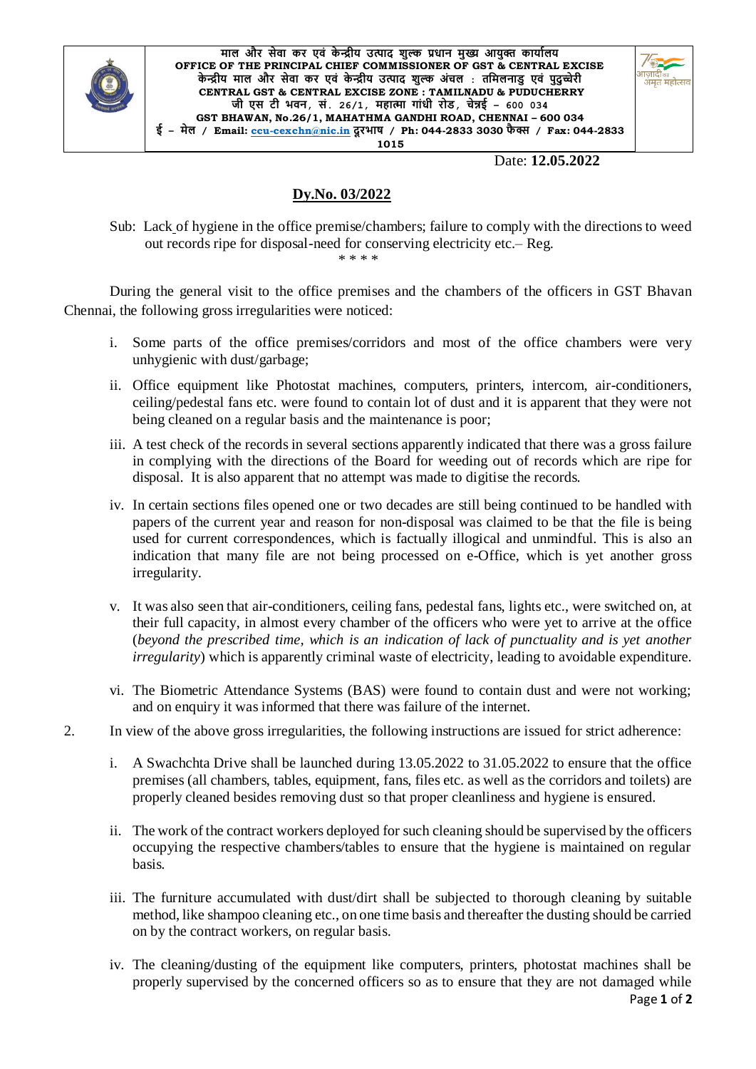माल और सेवा कर एवं केन्द्रीय उत्पाद शुल्क प्रधान मुख्य आयुक्त कार्यालय
**OFFICE OF THE PRINCIPAL CHIEF COMMISSIONER OF GST & CENTRAL EXCISE**
केन्द्रीय माल और सेवा कर एवं केन्द्रीय उत्पाद शुल्क अंचल : तमिलनाडु एवं पुदुच्चेरी
**CENTRAL GST & CENTRAL EXCISE ZONE : TAMILNADU & PUDUCHERRY**
जी एस टी भवन, सं. 26/1, महात्मा गांधी रोड, चेन्नई – 600 034
**GST BHAWAN, No.26/1, MAHATHMA GANDHI ROAD, CHENNAI – 600 034**
ई – मेल / Email: ccu-cexchn@nic.in दूरभाष / Ph: 044-2833 3030 फैक्स / Fax: 044-2833 1015

Date: **12.05.2022**

## Dy.No. 03/2022

Sub: Lack of hygiene in the office premise/chambers; failure to comply with the directions to weed out records ripe for disposal-need for conserving electricity etc.– Reg.

\* \* \* \*

During the general visit to the office premises and the chambers of the officers in GST Bhavan Chennai, the following gross irregularities were noticed:

i. Some parts of the office premises/corridors and most of the office chambers were very unhygienic with dust/garbage;

ii. Office equipment like Photostat machines, computers, printers, intercom, air-conditioners, ceiling/pedestal fans etc. were found to contain lot of dust and it is apparent that they were not being cleaned on a regular basis and the maintenance is poor;

iii. A test check of the records in several sections apparently indicated that there was a gross failure in complying with the directions of the Board for weeding out of records which are ripe for disposal. It is also apparent that no attempt was made to digitise the records.

iv. In certain sections files opened one or two decades are still being continued to be handled with papers of the current year and reason for non-disposal was claimed to be that the file is being used for current correspondences, which is factually illogical and unmindful. This is also an indication that many file are not being processed on e-Office, which is yet another gross irregularity.

v. It was also seen that air-conditioners, ceiling fans, pedestal fans, lights etc., were switched on, at their full capacity, in almost every chamber of the officers who were yet to arrive at the office (*beyond the prescribed time, which is an indication of lack of punctuality and is yet another irregularity*) which is apparently criminal waste of electricity, leading to avoidable expenditure.

vi. The Biometric Attendance Systems (BAS) were found to contain dust and were not working; and on enquiry it was informed that there was failure of the internet.

2. In view of the above gross irregularities, the following instructions are issued for strict adherence:

i. A Swachchta Drive shall be launched during 13.05.2022 to 31.05.2022 to ensure that the office premises (all chambers, tables, equipment, fans, files etc. as well as the corridors and toilets) are properly cleaned besides removing dust so that proper cleanliness and hygiene is ensured.

ii. The work of the contract workers deployed for such cleaning should be supervised by the officers occupying the respective chambers/tables to ensure that the hygiene is maintained on regular basis.

iii. The furniture accumulated with dust/dirt shall be subjected to thorough cleaning by suitable method, like shampoo cleaning etc., on one time basis and thereafter the dusting should be carried on by the contract workers, on regular basis.

iv. The cleaning/dusting of the equipment like computers, printers, photostat machines shall be properly supervised by the concerned officers so as to ensure that they are not damaged while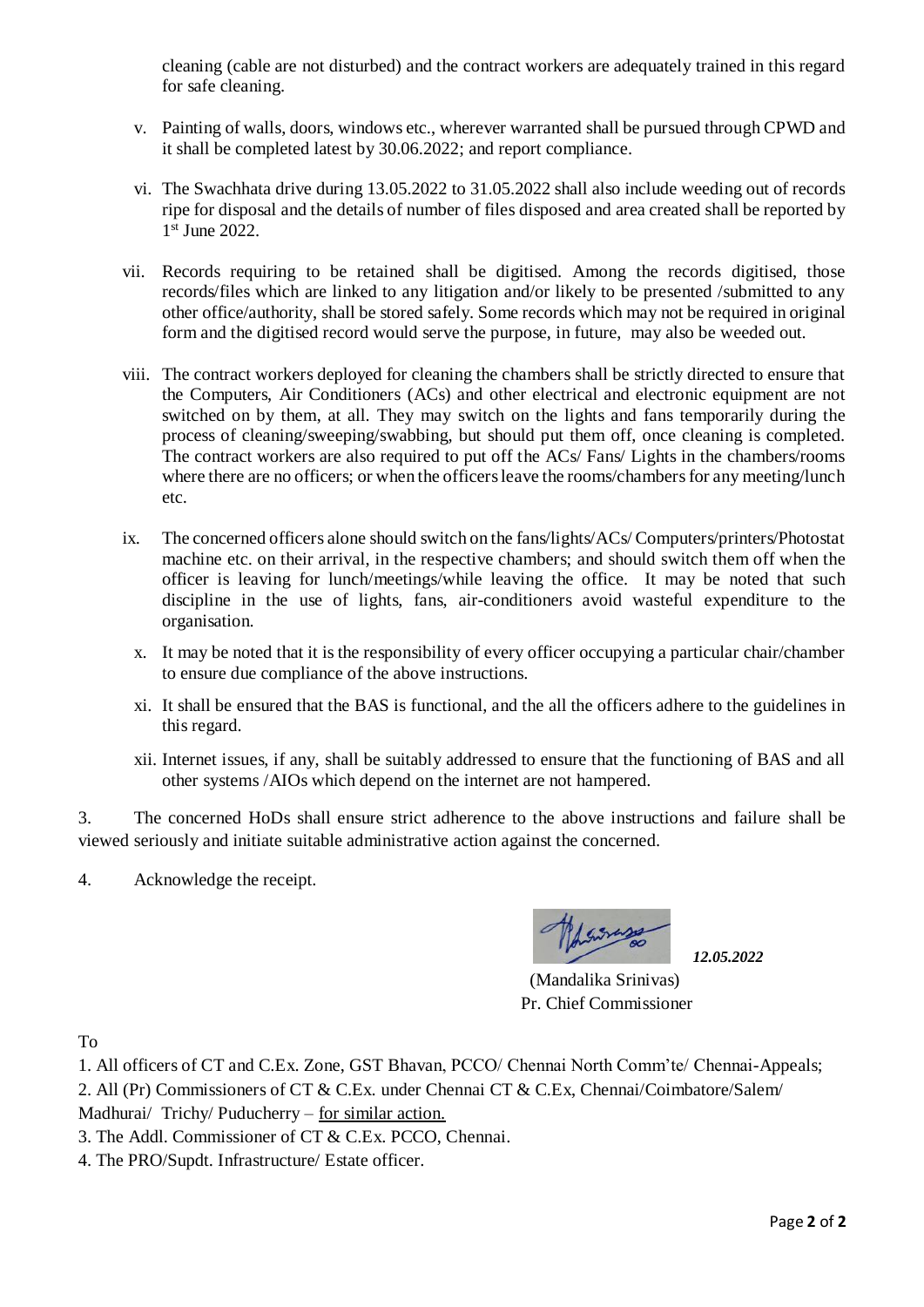cleaning (cable are not disturbed) and the contract workers are adequately trained in this regard for safe cleaning.

v. Painting of walls, doors, windows etc., wherever warranted shall be pursued through CPWD and it shall be completed latest by 30.06.2022; and report compliance.

vi. The Swachhata drive during 13.05.2022 to 31.05.2022 shall also include weeding out of records ripe for disposal and the details of number of files disposed and area created shall be reported by 1st June 2022.

vii. Records requiring to be retained shall be digitised. Among the records digitised, those records/files which are linked to any litigation and/or likely to be presented /submitted to any other office/authority, shall be stored safely. Some records which may not be required in original form and the digitised record would serve the purpose, in future, may also be weeded out.

viii. The contract workers deployed for cleaning the chambers shall be strictly directed to ensure that the Computers, Air Conditioners (ACs) and other electrical and electronic equipment are not switched on by them, at all. They may switch on the lights and fans temporarily during the process of cleaning/sweeping/swabbing, but should put them off, once cleaning is completed. The contract workers are also required to put off the ACs/ Fans/ Lights in the chambers/rooms where there are no officers; or when the officers leave the rooms/chambers for any meeting/lunch etc.

ix. The concerned officers alone should switch on the fans/lights/ACs/ Computers/printers/Photostat machine etc. on their arrival, in the respective chambers; and should switch them off when the officer is leaving for lunch/meetings/while leaving the office. It may be noted that such discipline in the use of lights, fans, air-conditioners avoid wasteful expenditure to the organisation.

x. It may be noted that it is the responsibility of every officer occupying a particular chair/chamber to ensure due compliance of the above instructions.

xi. It shall be ensured that the BAS is functional, and the all the officers adhere to the guidelines in this regard.

xii. Internet issues, if any, shall be suitably addressed to ensure that the functioning of BAS and all other systems /AIOs which depend on the internet are not hampered.

3. The concerned HoDs shall ensure strict adherence to the above instructions and failure shall be viewed seriously and initiate suitable administrative action against the concerned.

4. Acknowledge the receipt.

*12.05.2022*

(Mandalika Srinivas)
Pr. Chief Commissioner

To

1. All officers of CT and C.Ex. Zone, GST Bhavan, PCCO/ Chennai North Comm'te/ Chennai-Appeals;
2. All (Pr) Commissioners of CT & C.Ex. under Chennai CT & C.Ex, Chennai/Coimbatore/Salem/ Madhurai/ Trichy/ Puducherry – for similar action.
3. The Addl. Commissioner of CT & C.Ex. PCCO, Chennai.
4. The PRO/Supdt. Infrastructure/ Estate officer.